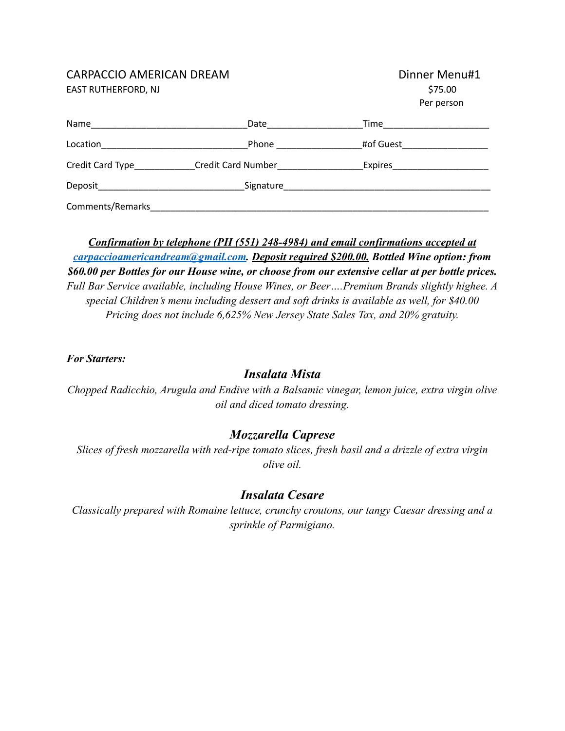CARPACCIO AMERICAN DREAM
EAST RUTHERFORD, NJ

Dinner Menu#1
$75.00
Per person

Name_______________________________Date___________________Time_____________________

Location_____________________________Phone _________________#of Guest_________________

Credit Card Type____________Credit Card Number_________________Expires___________________

Deposit_____________________________Signature__________________________________________

Comments/Remarks______________________________________________________________________

***Confirmation by telephone (PH (551) 248-4984) and email confirmations accepted at [carpaccioamericandream@gmail.com](mailto:carpaccioamericandream@gmail.com). Deposit required $200.00. Bottled Wine option: from $60.00 per Bottles for our House wine, or choose from our extensive cellar at per bottle prices.*** *Full Bar Service available, including House Wines, or Beer….Premium Brands slightly highee. A special Children's menu including dessert and soft drinks is available as well, for $40.00 Pricing does not include 6,625% New Jersey State Sales Tax, and 20% gratuity.*

***For Starters:***

### *Insalata Mista*

*Chopped Radicchio, Arugula and Endive with a Balsamic vinegar, lemon juice, extra virgin olive oil and diced tomato dressing.*

### *Mozzarella Caprese*

*Slices of fresh mozzarella with red-ripe tomato slices, fresh basil and a drizzle of extra virgin olive oil.*

### *Insalata Cesare*

*Classically prepared with Romaine lettuce, crunchy croutons, our tangy Caesar dressing and a sprinkle of Parmigiano.*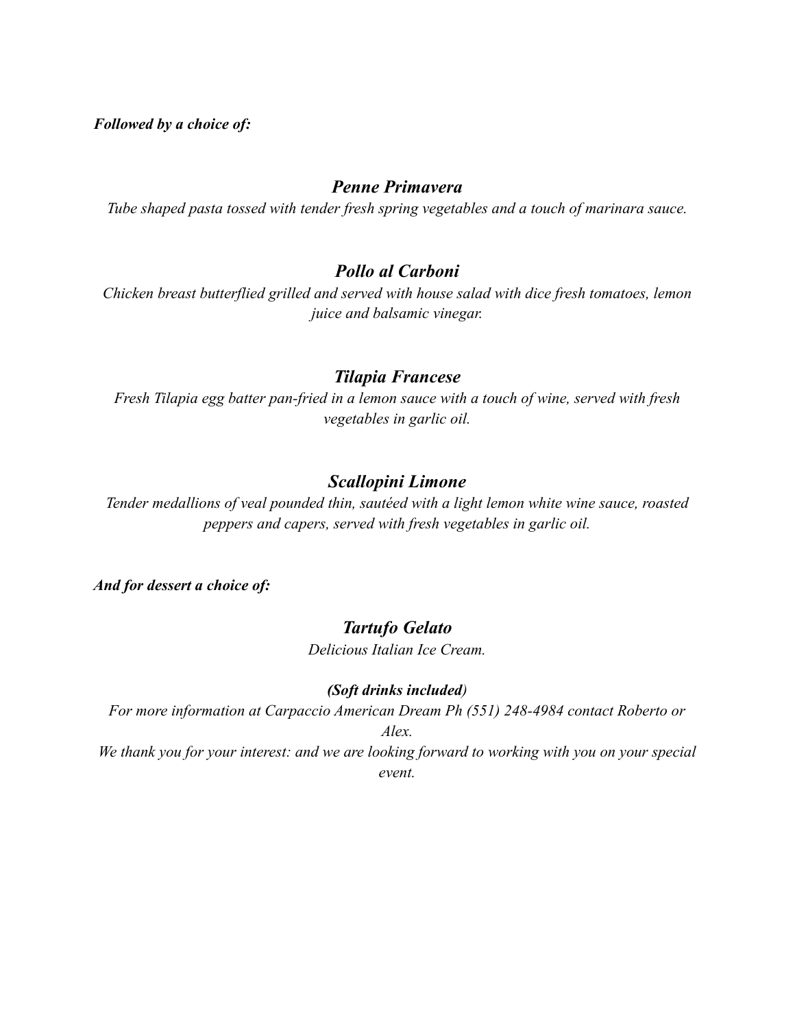***Followed by a choice of:***

### *Penne Primavera*

*Tube shaped pasta tossed with tender fresh spring vegetables and a touch of marinara sauce.*

### *Pollo al Carboni*

*Chicken breast butterflied grilled and served with house salad with dice fresh tomatoes, lemon juice and balsamic vinegar.*

### *Tilapia Francese*

*Fresh Tilapia egg batter pan-fried in a lemon sauce with a touch of wine, served with fresh vegetables in garlic oil.*

### *Scallopini Limone*

*Tender medallions of veal pounded thin, sautéed with a light lemon white wine sauce, roasted peppers and capers, served with fresh vegetables in garlic oil.*

***And for dessert a choice of:***

### *Tartufo Gelato*

*Delicious Italian Ice Cream.*

***(Soft drinks included)***

*For more information at Carpaccio American Dream Ph (551) 248-4984 contact Roberto or Alex.*

*We thank you for your interest: and we are looking forward to working with you on your special event.*